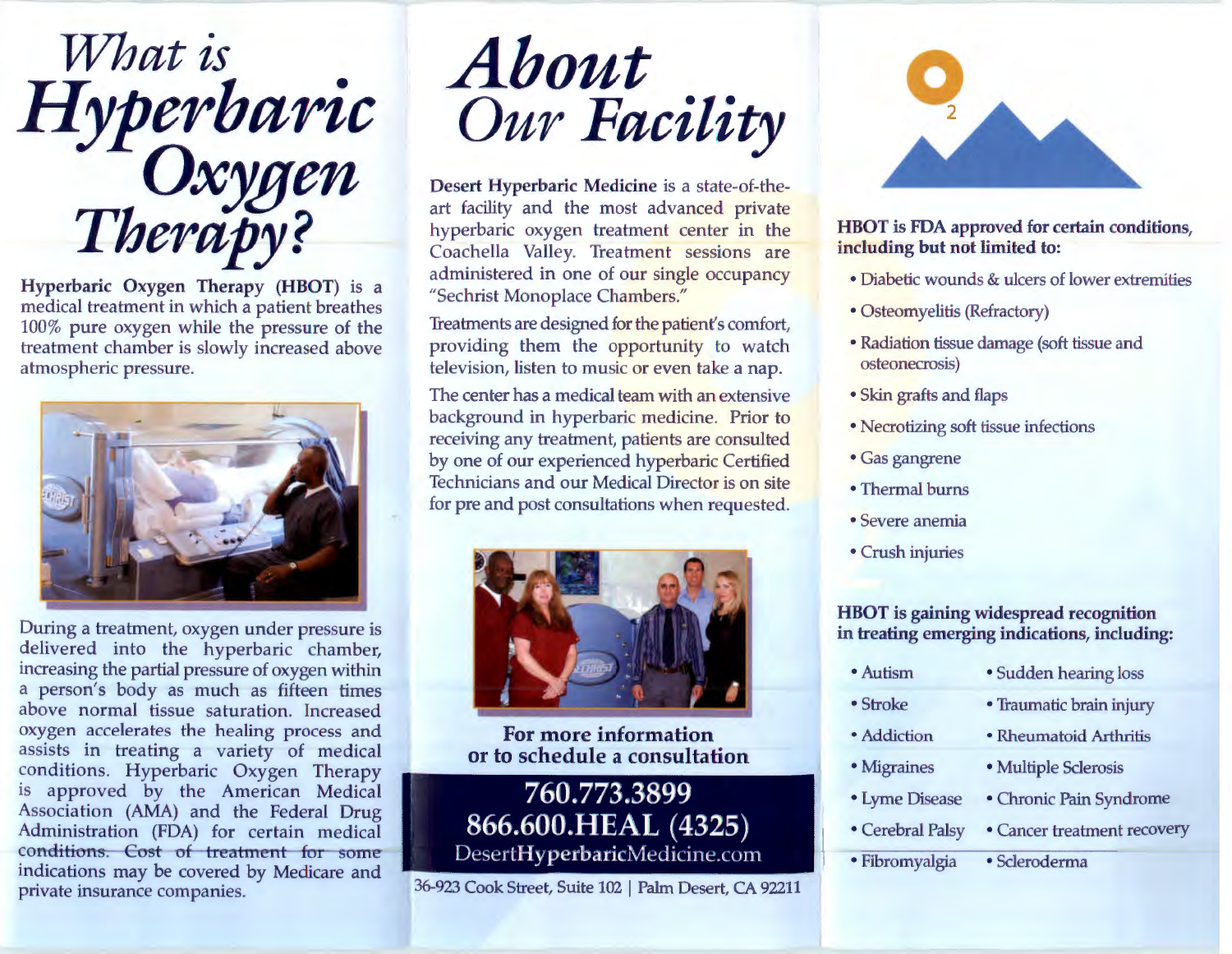# What is Hyperbaric Oxygen Therapy?

**Hyperbaric Oxygen Therapy (HBOT)** is a medical treatment in which a patient breathes 100% pure oxygen while the pressure of the treatment chamber is slowly increased above atmospheric pressure.

During a treatment, oxygen under pressure is delivered into the hyperbaric chamber, increasing the partial pressure of oxygen within a person's body as much as fifteen times above normal tissue saturation. Increased oxygen accelerates the healing process and assists in treating a variety of medical conditions. Hyperbaric Oxygen Therapy is approved by the American Medical Association (AMA) and the Federal Drug Administration (FDA) for certain medical conditions. Cost of treatment for some indications may be covered by Medicare and private insurance companies.

# About Our Facility

**Desert Hyperbaric Medicine** is a state-of-the-art facility and the most advanced private hyperbaric oxygen treatment center in the Coachella Valley. Treatment sessions are administered in one of our single occupancy "Sechrist Monoplace Chambers."

Treatments are designed for the patient's comfort, providing them the opportunity to watch television, listen to music or even take a nap.

The center has a medical team with an extensive background in hyperbaric medicine. Prior to receiving any treatment, patients are consulted by one of our experienced hyperbaric Certified Technicians and our Medical Director is on site for pre and post consultations when requested.

**For more information or to schedule a consultation**

**760.773.3899**

**866.600.HEAL (4325)**

DesertHyperbaricMedicine.com

36-923 Cook Street, Suite 102 | Palm Desert, CA 92211

$O_2$

**HBOT is FDA approved for certain conditions, including but not limited to:**

- Diabetic wounds & ulcers of lower extremities
- Osteomyelitis (Refractory)
- Radiation tissue damage (soft tissue and osteonecrosis)
- Skin grafts and flaps
- Necrotizing soft tissue infections
- Gas gangrene
- Thermal burns
- Severe anemia
- Crush injuries

**HBOT is gaining widespread recognition in treating emerging indications, including:**

- Autism
- Stroke
- Addiction
- Migraines
- Lyme Disease
- Cerebral Palsy
- Fibromyalgia
- Sudden hearing loss
- Traumatic brain injury
- Rheumatoid Arthritis
- Multiple Sclerosis
- Chronic Pain Syndrome
- Cancer treatment recovery
- Scleroderma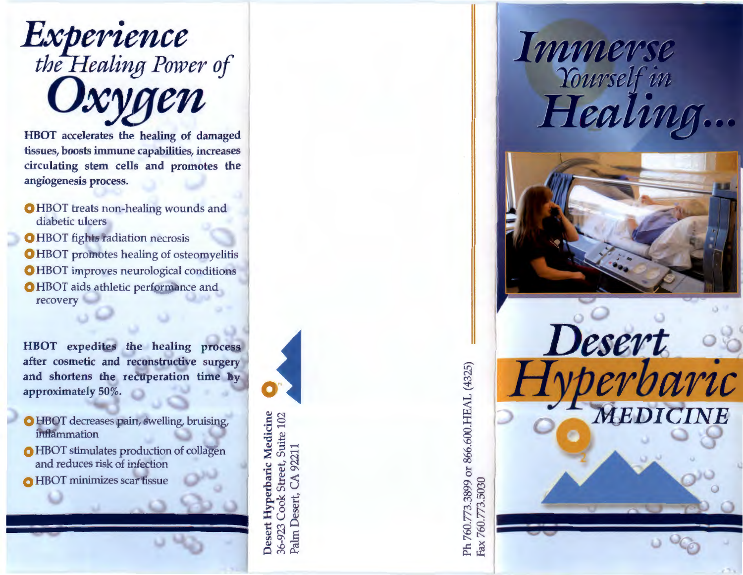# *Experience the Healing Power of Oxygen*

**HBOT accelerates the healing of damaged tissues, boosts immune capabilities, increases circulating stem cells and promotes the angiogenesis process.**

- HBOT treats non-healing wounds and diabetic ulcers
- HBOT fights radiation necrosis
- HBOT promotes healing of osteomyelitis
- HBOT improves neurological conditions
- HBOT aids athletic performance and recovery

**HBOT expedites the healing process after cosmetic and reconstructive surgery and shortens the recuperation time by approximately 50%.**

- HBOT decreases pain, swelling, bruising, inflammation
- HBOT stimulates production of collagen and reduces risk of infection
- HBOT minimizes scar tissue

Desert Hyperbaric Medicine
36-923 Cook Street, Suite 102
Palm Desert, CA 92211

Ph 760.773.3899 or 866.600.HEAL (4325)
Fax 760.773.5030

# *Immerse Yourself in Healing...*

# Desert Hyperbaric MEDICINE